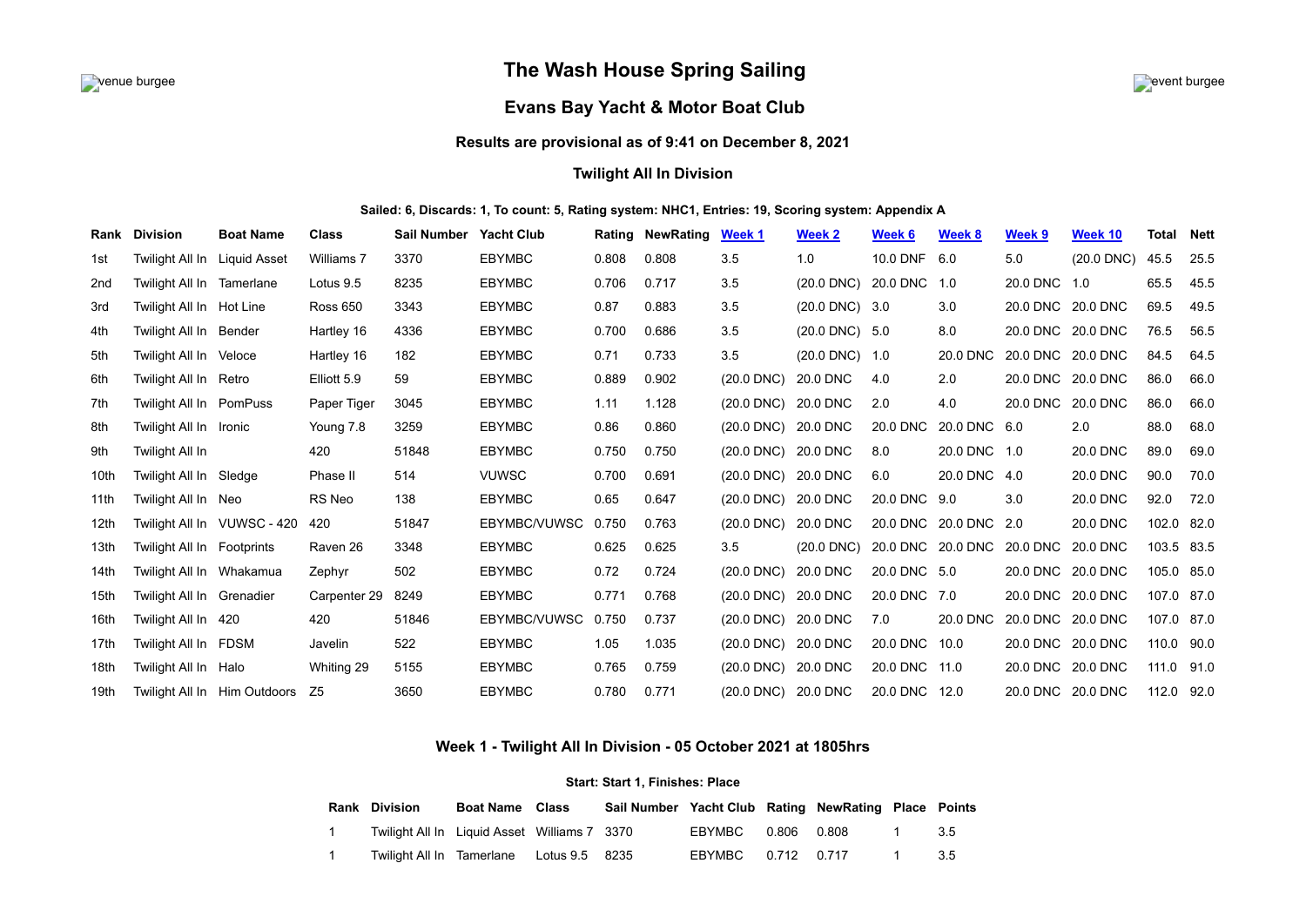venue burgee

event burgee

# The Wash House Spring Sailing

## Evans Bay Yacht & Motor Boat Club

### Results are provisional as of 9:41 on December 8, 2021

### Twilight All In Division

**Sailed: 6, Discards: 1, To count: 5, Rating system: NHC1, Entries: 19, Scoring system: Appendix A**

| Rank | Division | Boat Name | Class | Sail Number | Yacht Club | Rating | NewRating | Week 1 | Week 2 | Week 6 | Week 8 | Week 9 | Week 10 | Total | Nett |
|---|---|---|---|---|---|---|---|---|---|---|---|---|---|---|---|
| 1st | Twilight All In | Liquid Asset | Williams 7 | 3370 | EBYMBC | 0.808 | 0.808 | 3.5 | 1.0 | 10.0 DNF | 6.0 | 5.0 | (20.0 DNC) | 45.5 | 25.5 |
| 2nd | Twilight All In | Tamerlane | Lotus 9.5 | 8235 | EBYMBC | 0.706 | 0.717 | 3.5 | (20.0 DNC) | 20.0 DNC | 1.0 | 20.0 DNC | 1.0 | 65.5 | 45.5 |
| 3rd | Twilight All In | Hot Line | Ross 650 | 3343 | EBYMBC | 0.87 | 0.883 | 3.5 | (20.0 DNC) | 3.0 | 3.0 | 20.0 DNC | 20.0 DNC | 69.5 | 49.5 |
| 4th | Twilight All In | Bender | Hartley 16 | 4336 | EBYMBC | 0.700 | 0.686 | 3.5 | (20.0 DNC) | 5.0 | 8.0 | 20.0 DNC | 20.0 DNC | 76.5 | 56.5 |
| 5th | Twilight All In | Veloce | Hartley 16 | 182 | EBYMBC | 0.71 | 0.733 | 3.5 | (20.0 DNC) | 1.0 | 20.0 DNC | 20.0 DNC | 20.0 DNC | 84.5 | 64.5 |
| 6th | Twilight All In | Retro | Elliott 5.9 | 59 | EBYMBC | 0.889 | 0.902 | (20.0 DNC) | 20.0 DNC | 4.0 | 2.0 | 20.0 DNC | 20.0 DNC | 86.0 | 66.0 |
| 7th | Twilight All In | PomPuss | Paper Tiger | 3045 | EBYMBC | 1.11 | 1.128 | (20.0 DNC) | 20.0 DNC | 2.0 | 4.0 | 20.0 DNC | 20.0 DNC | 86.0 | 66.0 |
| 8th | Twilight All In | Ironic | Young 7.8 | 3259 | EBYMBC | 0.86 | 0.860 | (20.0 DNC) | 20.0 DNC | 20.0 DNC | 20.0 DNC | 6.0 | 2.0 | 88.0 | 68.0 |
| 9th | Twilight All In | | 420 | 51848 | EBYMBC | 0.750 | 0.750 | (20.0 DNC) | 20.0 DNC | 8.0 | 20.0 DNC | 1.0 | 20.0 DNC | 89.0 | 69.0 |
| 10th | Twilight All In | Sledge | Phase II | 514 | VUWSC | 0.700 | 0.691 | (20.0 DNC) | 20.0 DNC | 6.0 | 20.0 DNC | 4.0 | 20.0 DNC | 90.0 | 70.0 |
| 11th | Twilight All In | Neo | RS Neo | 138 | EBYMBC | 0.65 | 0.647 | (20.0 DNC) | 20.0 DNC | 20.0 DNC | 9.0 | 3.0 | 20.0 DNC | 92.0 | 72.0 |
| 12th | Twilight All In | VUWSC - 420 | 420 | 51847 | EBYMBC/VUWSC | 0.750 | 0.763 | (20.0 DNC) | 20.0 DNC | 20.0 DNC | 20.0 DNC | 2.0 | 20.0 DNC | 102.0 | 82.0 |
| 13th | Twilight All In | Footprints | Raven 26 | 3348 | EBYMBC | 0.625 | 0.625 | 3.5 | (20.0 DNC) | 20.0 DNC | 20.0 DNC | 20.0 DNC | 20.0 DNC | 103.5 | 83.5 |
| 14th | Twilight All In | Whakamua | Zephyr | 502 | EBYMBC | 0.72 | 0.724 | (20.0 DNC) | 20.0 DNC | 20.0 DNC | 5.0 | 20.0 DNC | 20.0 DNC | 105.0 | 85.0 |
| 15th | Twilight All In | Grenadier | Carpenter 29 | 8249 | EBYMBC | 0.771 | 0.768 | (20.0 DNC) | 20.0 DNC | 20.0 DNC | 7.0 | 20.0 DNC | 20.0 DNC | 107.0 | 87.0 |
| 16th | Twilight All In | 420 | 420 | 51846 | EBYMBC/VUWSC | 0.750 | 0.737 | (20.0 DNC) | 20.0 DNC | 7.0 | 20.0 DNC | 20.0 DNC | 20.0 DNC | 107.0 | 87.0 |
| 17th | Twilight All In | FDSM | Javelin | 522 | EBYMBC | 1.05 | 1.035 | (20.0 DNC) | 20.0 DNC | 20.0 DNC | 10.0 | 20.0 DNC | 20.0 DNC | 110.0 | 90.0 |
| 18th | Twilight All In | Halo | Whiting 29 | 5155 | EBYMBC | 0.765 | 0.759 | (20.0 DNC) | 20.0 DNC | 20.0 DNC | 11.0 | 20.0 DNC | 20.0 DNC | 111.0 | 91.0 |
| 19th | Twilight All In | Him Outdoors | Z5 | 3650 | EBYMBC | 0.780 | 0.771 | (20.0 DNC) | 20.0 DNC | 20.0 DNC | 12.0 | 20.0 DNC | 20.0 DNC | 112.0 | 92.0 |

### Week 1 - Twilight All In Division - 05 October 2021 at 1805hrs

**Start: Start 1, Finishes: Place**

| Rank | Division | Boat Name | Class | Sail Number | Yacht Club | Rating | NewRating | Place | Points |
|---|---|---|---|---|---|---|---|---|---|
| 1 | Twilight All In | Liquid Asset | Williams 7 | 3370 | EBYMBC | 0.806 | 0.808 | 1 | 3.5 |
| 1 | Twilight All In | Tamerlane | Lotus 9.5 | 8235 | EBYMBC | 0.712 | 0.717 | 1 | 3.5 |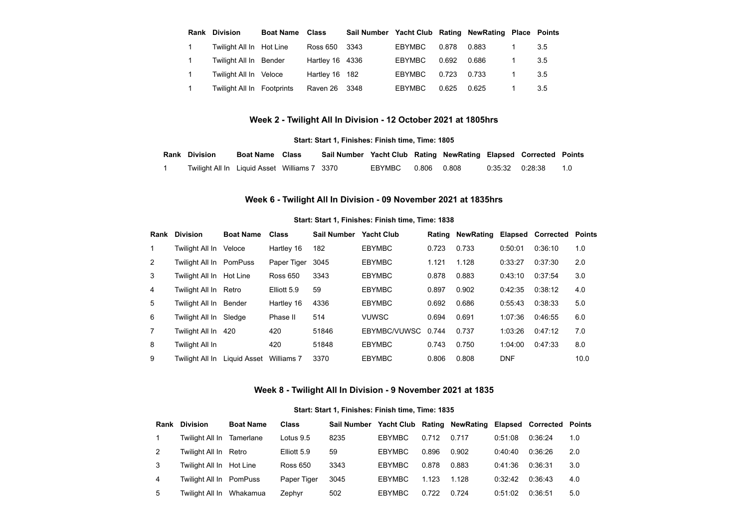| Rank | Division | Boat Name | Class | Sail Number | Yacht Club | Rating | NewRating | Place | Points |
|---|---|---|---|---|---|---|---|---|---|
| 1 | Twilight All In | Hot Line | Ross 650 | 3343 | EBYMBC | 0.878 | 0.883 | 1 | 3.5 |
| 1 | Twilight All In | Bender | Hartley 16 | 4336 | EBYMBC | 0.692 | 0.686 | 1 | 3.5 |
| 1 | Twilight All In | Veloce | Hartley 16 | 182 | EBYMBC | 0.723 | 0.733 | 1 | 3.5 |
| 1 | Twilight All In | Footprints | Raven 26 | 3348 | EBYMBC | 0.625 | 0.625 | 1 | 3.5 |

## Week 2 - Twilight All In Division - 12 October 2021 at 1805hrs

**Start: Start 1, Finishes: Finish time, Time: 1805**

| Rank | Division | Boat Name | Class | Sail Number | Yacht Club | Rating | NewRating | Elapsed | Corrected | Points |
|---|---|---|---|---|---|---|---|---|---|---|
| 1 | Twilight All In | Liquid Asset | Williams 7 | 3370 | EBYMBC | 0.806 | 0.808 | 0:35:32 | 0:28:38 | 1.0 |

## Week 6 - Twilight All In Division - 09 November 2021 at 1835hrs

**Start: Start 1, Finishes: Finish time, Time: 1838**

| Rank | Division | Boat Name | Class | Sail Number | Yacht Club | Rating | NewRating | Elapsed | Corrected | Points |
|---|---|---|---|---|---|---|---|---|---|---|
| 1 | Twilight All In | Veloce | Hartley 16 | 182 | EBYMBC | 0.723 | 0.733 | 0:50:01 | 0:36:10 | 1.0 |
| 2 | Twilight All In | PomPuss | Paper Tiger | 3045 | EBYMBC | 1.121 | 1.128 | 0:33:27 | 0:37:30 | 2.0 |
| 3 | Twilight All In | Hot Line | Ross 650 | 3343 | EBYMBC | 0.878 | 0.883 | 0:43:10 | 0:37:54 | 3.0 |
| 4 | Twilight All In | Retro | Elliott 5.9 | 59 | EBYMBC | 0.897 | 0.902 | 0:42:35 | 0:38:12 | 4.0 |
| 5 | Twilight All In | Bender | Hartley 16 | 4336 | EBYMBC | 0.692 | 0.686 | 0:55:43 | 0:38:33 | 5.0 |
| 6 | Twilight All In | Sledge | Phase II | 514 | VUWSC | 0.694 | 0.691 | 1:07:36 | 0:46:55 | 6.0 |
| 7 | Twilight All In | 420 | 420 | 51846 | EBYMBC/VUWSC | 0.744 | 0.737 | 1:03:26 | 0:47:12 | 7.0 |
| 8 | Twilight All In | | 420 | 51848 | EBYMBC | 0.743 | 0.750 | 1:04:00 | 0:47:33 | 8.0 |
| 9 | Twilight All In | Liquid Asset | Williams 7 | 3370 | EBYMBC | 0.806 | 0.808 | DNF | | 10.0 |

## Week 8 - Twilight All In Division - 9 November 2021 at 1835

**Start: Start 1, Finishes: Finish time, Time: 1835**

| Rank | Division | Boat Name | Class | Sail Number | Yacht Club | Rating | NewRating | Elapsed | Corrected | Points |
|---|---|---|---|---|---|---|---|---|---|---|
| 1 | Twilight All In | Tamerlane | Lotus 9.5 | 8235 | EBYMBC | 0.712 | 0.717 | 0:51:08 | 0:36:24 | 1.0 |
| 2 | Twilight All In | Retro | Elliott 5.9 | 59 | EBYMBC | 0.896 | 0.902 | 0:40:40 | 0:36:26 | 2.0 |
| 3 | Twilight All In | Hot Line | Ross 650 | 3343 | EBYMBC | 0.878 | 0.883 | 0:41:36 | 0:36:31 | 3.0 |
| 4 | Twilight All In | PomPuss | Paper Tiger | 3045 | EBYMBC | 1.123 | 1.128 | 0:32:42 | 0:36:43 | 4.0 |
| 5 | Twilight All In | Whakamua | Zephyr | 502 | EBYMBC | 0.722 | 0.724 | 0:51:02 | 0:36:51 | 5.0 |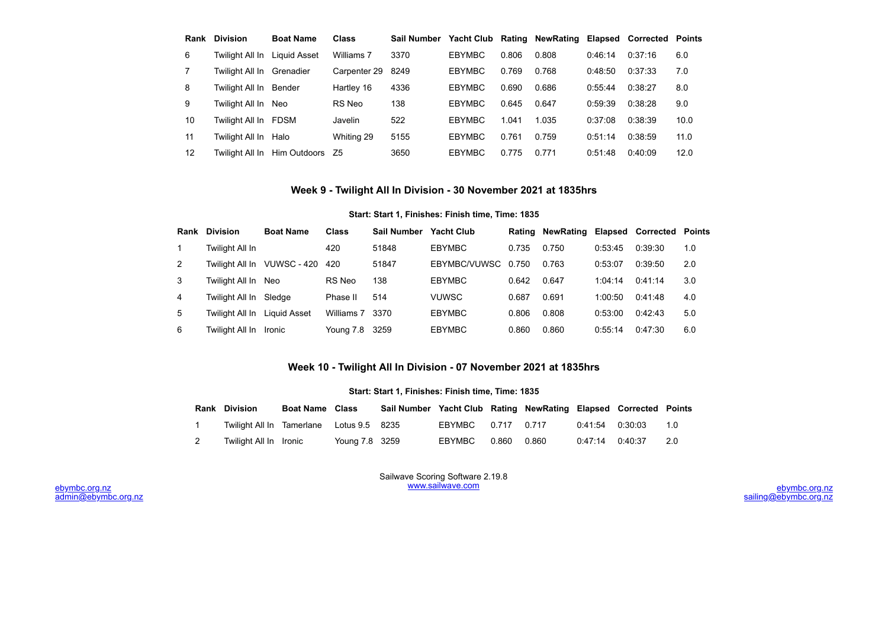| Rank | Division | Boat Name | Class | Sail Number | Yacht Club | Rating | NewRating | Elapsed | Corrected | Points |
|---|---|---|---|---|---|---|---|---|---|---|
| 6 | Twilight All In | Liquid Asset | Williams 7 | 3370 | EBYMBC | 0.806 | 0.808 | 0:46:14 | 0:37:16 | 6.0 |
| 7 | Twilight All In | Grenadier | Carpenter 29 | 8249 | EBYMBC | 0.769 | 0.768 | 0:48:50 | 0:37:33 | 7.0 |
| 8 | Twilight All In | Bender | Hartley 16 | 4336 | EBYMBC | 0.690 | 0.686 | 0:55:44 | 0:38:27 | 8.0 |
| 9 | Twilight All In | Neo | RS Neo | 138 | EBYMBC | 0.645 | 0.647 | 0:59:39 | 0:38:28 | 9.0 |
| 10 | Twilight All In | FDSM | Javelin | 522 | EBYMBC | 1.041 | 1.035 | 0:37:08 | 0:38:39 | 10.0 |
| 11 | Twilight All In | Halo | Whiting 29 | 5155 | EBYMBC | 0.761 | 0.759 | 0:51:14 | 0:38:59 | 11.0 |
| 12 | Twilight All In | Him Outdoors | Z5 | 3650 | EBYMBC | 0.775 | 0.771 | 0:51:48 | 0:40:09 | 12.0 |

## Week 9 - Twilight All In Division - 30 November 2021 at 1835hrs

**Start: Start 1, Finishes: Finish time, Time: 1835**

| Rank | Division | Boat Name | Class | Sail Number | Yacht Club | Rating | NewRating | Elapsed | Corrected | Points |
|---|---|---|---|---|---|---|---|---|---|---|
| 1 | Twilight All In | | 420 | 51848 | EBYMBC | 0.735 | 0.750 | 0:53:45 | 0:39:30 | 1.0 |
| 2 | Twilight All In | VUWSC - 420 | 420 | 51847 | EBYMBC/VUWSC | 0.750 | 0.763 | 0:53:07 | 0:39:50 | 2.0 |
| 3 | Twilight All In | Neo | RS Neo | 138 | EBYMBC | 0.642 | 0.647 | 1:04:14 | 0:41:14 | 3.0 |
| 4 | Twilight All In | Sledge | Phase II | 514 | VUWSC | 0.687 | 0.691 | 1:00:50 | 0:41:48 | 4.0 |
| 5 | Twilight All In | Liquid Asset | Williams 7 | 3370 | EBYMBC | 0.806 | 0.808 | 0:53:00 | 0:42:43 | 5.0 |
| 6 | Twilight All In | Ironic | Young 7.8 | 3259 | EBYMBC | 0.860 | 0.860 | 0:55:14 | 0:47:30 | 6.0 |

## Week 10 - Twilight All In Division - 07 November 2021 at 1835hrs

**Start: Start 1, Finishes: Finish time, Time: 1835**

| Rank | Division | Boat Name | Class | Sail Number | Yacht Club | Rating | NewRating | Elapsed | Corrected | Points |
|---|---|---|---|---|---|---|---|---|---|---|
| 1 | Twilight All In | Tamerlane | Lotus 9.5 | 8235 | EBYMBC | 0.717 | 0.717 | 0:41:54 | 0:30:03 | 1.0 |
| 2 | Twilight All In | Ironic | Young 7.8 | 3259 | EBYMBC | 0.860 | 0.860 | 0:47:14 | 0:40:37 | 2.0 |

Sailwave Scoring Software 2.19.8
www.sailwave.com

ebymbc.org.nz
admin@ebymbc.org.nz

ebymbc.org.nz
sailing@ebymbc.org.nz